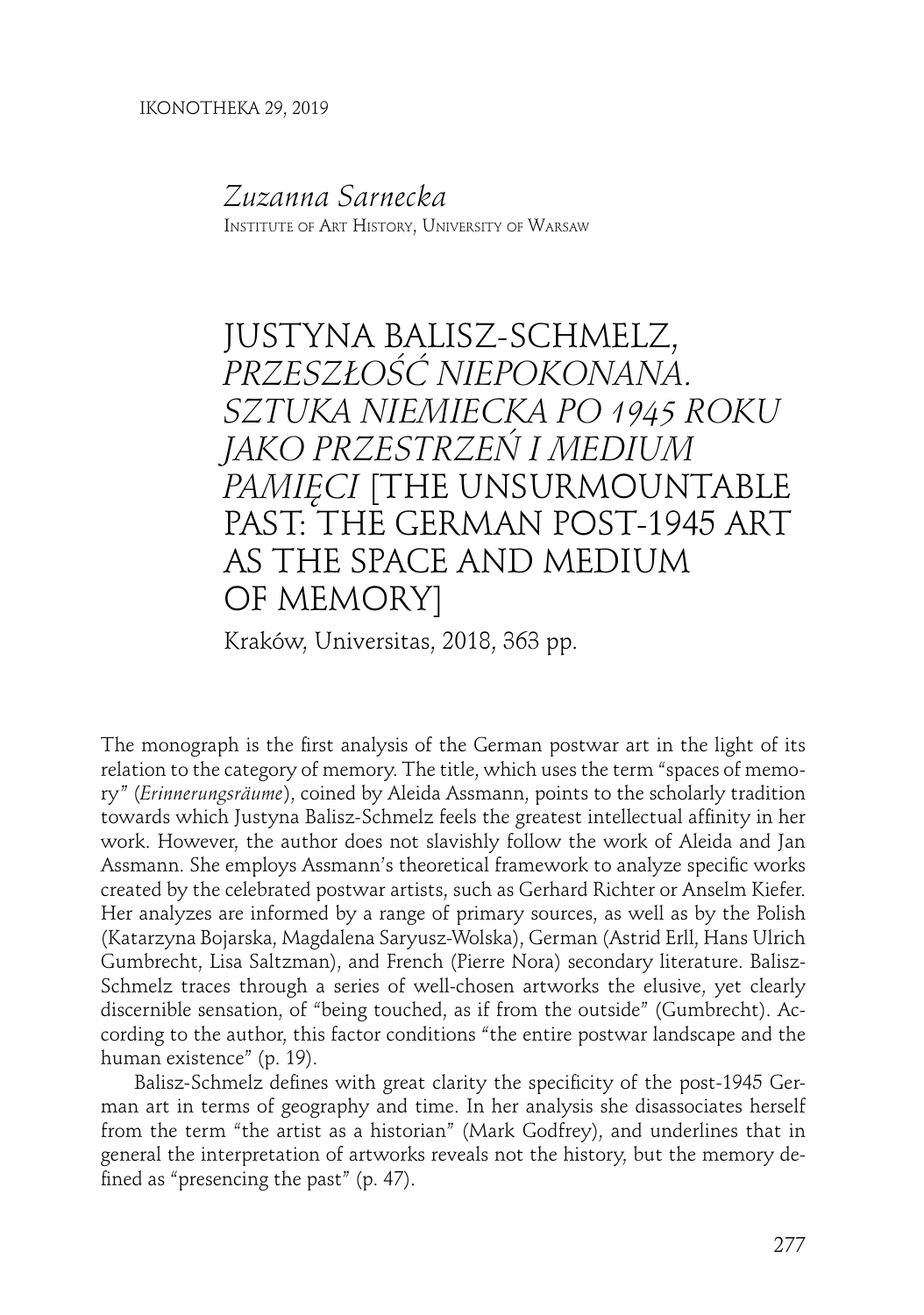Zuzanna Sarnecka

Institute of Art History, University of Warsaw

# JUSTYNA BALISZ-SCHMELZ, *PRZESZŁOŚĆ NIEPOKONANA. SZTUKA NIEMIECKA PO 1945 ROKU JAKO PRZESTRZEŃ I MEDIUM PAMIĘCI* [THE UNSURMOUNTABLE PAST: THE GERMAN POST-1945 ART AS THE SPACE AND MEDIUM OF MEMORY]

Kraków, Universitas, 2018, 363 pp.

The monograph is the first analysis of the German postwar art in the light of its relation to the category of memory. The title, which uses the term "spaces of memory" (*Erinnerungsräume*), coined by Aleida Assmann, points to the scholarly tradition towards which Justyna Balisz-Schmelz feels the greatest intellectual affinity in her work. However, the author does not slavishly follow the work of Aleida and Jan Assmann. She employs Assmann's theoretical framework to analyze specific works created by the celebrated postwar artists, such as Gerhard Richter or Anselm Kiefer. Her analyzes are informed by a range of primary sources, as well as by the Polish (Katarzyna Bojarska, Magdalena Saryusz-Wolska), German (Astrid Erll, Hans Ulrich Gumbrecht, Lisa Saltzman), and French (Pierre Nora) secondary literature. Balisz-Schmelz traces through a series of well-chosen artworks the elusive, yet clearly discernible sensation, of "being touched, as if from the outside" (Gumbrecht). According to the author, this factor conditions "the entire postwar landscape and the human existence" (p. 19).

Balisz-Schmelz defines with great clarity the specificity of the post-1945 German art in terms of geography and time. In her analysis she disassociates herself from the term "the artist as a historian" (Mark Godfrey), and underlines that in general the interpretation of artworks reveals not the history, but the memory defined as "presencing the past" (p. 47).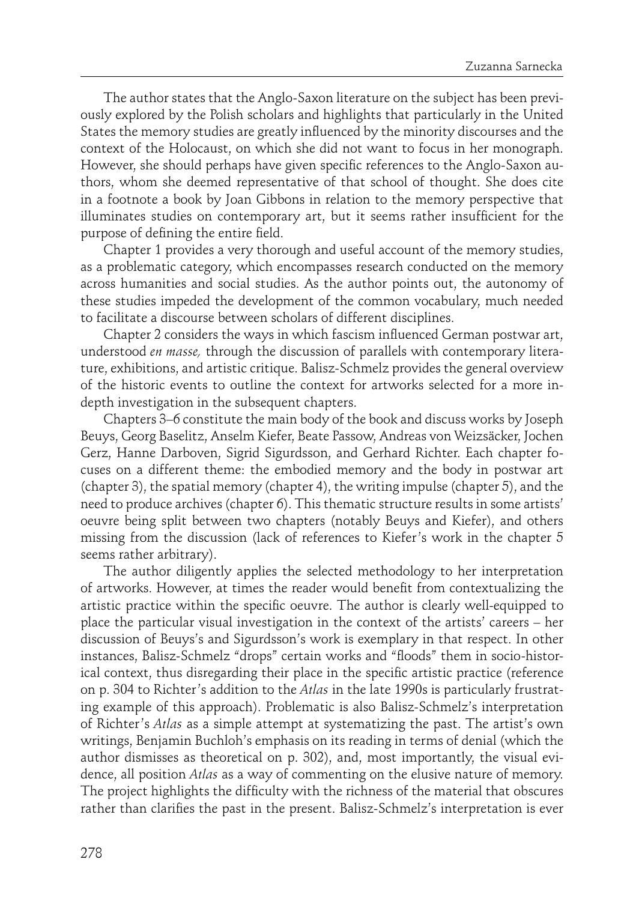The author states that the Anglo-Saxon literature on the subject has been previously explored by the Polish scholars and highlights that particularly in the United States the memory studies are greatly influenced by the minority discourses and the context of the Holocaust, on which she did not want to focus in her monograph. However, she should perhaps have given specific references to the Anglo-Saxon authors, whom she deemed representative of that school of thought. She does cite in a footnote a book by Joan Gibbons in relation to the memory perspective that illuminates studies on contemporary art, but it seems rather insufficient for the purpose of defining the entire field.

Chapter 1 provides a very thorough and useful account of the memory studies, as a problematic category, which encompasses research conducted on the memory across humanities and social studies. As the author points out, the autonomy of these studies impeded the development of the common vocabulary, much needed to facilitate a discourse between scholars of different disciplines.

Chapter 2 considers the ways in which fascism influenced German postwar art, understood *en masse,* through the discussion of parallels with contemporary literature, exhibitions, and artistic critique. Balisz-Schmelz provides the general overview of the historic events to outline the context for artworks selected for a more in-depth investigation in the subsequent chapters.

Chapters 3–6 constitute the main body of the book and discuss works by Joseph Beuys, Georg Baselitz, Anselm Kiefer, Beate Passow, Andreas von Weizsäcker, Jochen Gerz, Hanne Darboven, Sigrid Sigurdsson, and Gerhard Richter. Each chapter focuses on a different theme: the embodied memory and the body in postwar art (chapter 3), the spatial memory (chapter 4), the writing impulse (chapter 5), and the need to produce archives (chapter 6). This thematic structure results in some artists' oeuvre being split between two chapters (notably Beuys and Kiefer), and others missing from the discussion (lack of references to Kiefer's work in the chapter 5 seems rather arbitrary).

The author diligently applies the selected methodology to her interpretation of artworks. However, at times the reader would benefit from contextualizing the artistic practice within the specific oeuvre. The author is clearly well-equipped to place the particular visual investigation in the context of the artists' careers – her discussion of Beuys's and Sigurdsson's work is exemplary in that respect. In other instances, Balisz-Schmelz "drops" certain works and "floods" them in socio-historical context, thus disregarding their place in the specific artistic practice (reference on p. 304 to Richter's addition to the *Atlas* in the late 1990s is particularly frustrating example of this approach). Problematic is also Balisz-Schmelz's interpretation of Richter's *Atlas* as a simple attempt at systematizing the past. The artist's own writings, Benjamin Buchloh's emphasis on its reading in terms of denial (which the author dismisses as theoretical on p. 302), and, most importantly, the visual evidence, all position *Atlas* as a way of commenting on the elusive nature of memory. The project highlights the difficulty with the richness of the material that obscures rather than clarifies the past in the present. Balisz-Schmelz's interpretation is ever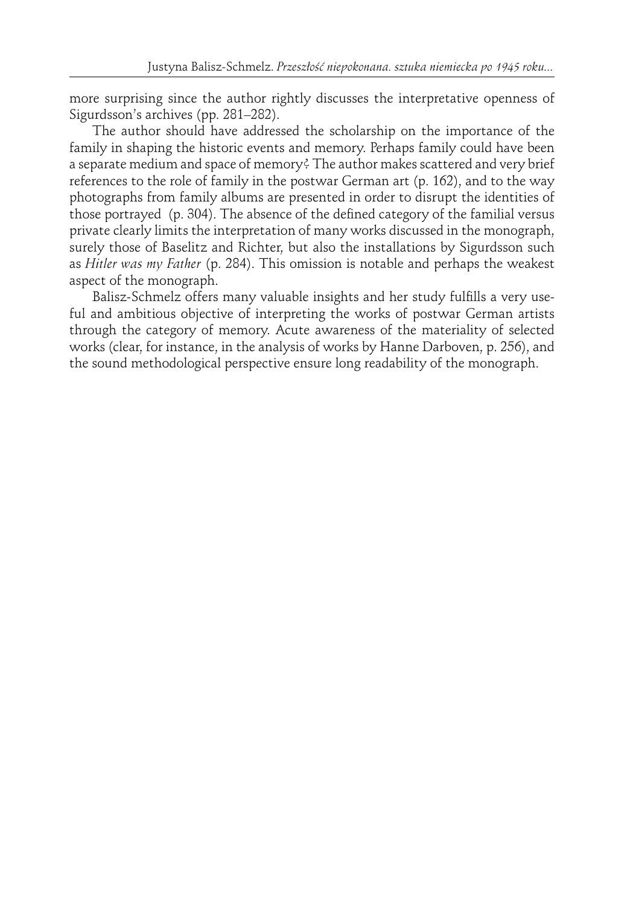more surprising since the author rightly discusses the interpretative openness of Sigurdsson's archives (pp. 281–282).

The author should have addressed the scholarship on the importance of the family in shaping the historic events and memory. Perhaps family could have been a separate medium and space of memory? The author makes scattered and very brief references to the role of family in the postwar German art (p. 162), and to the way photographs from family albums are presented in order to disrupt the identities of those portrayed (p. 304). The absence of the defined category of the familial versus private clearly limits the interpretation of many works discussed in the monograph, surely those of Baselitz and Richter, but also the installations by Sigurdsson such as *Hitler was my Father* (p. 284). This omission is notable and perhaps the weakest aspect of the monograph.

Balisz-Schmelz offers many valuable insights and her study fulfills a very useful and ambitious objective of interpreting the works of postwar German artists through the category of memory. Acute awareness of the materiality of selected works (clear, for instance, in the analysis of works by Hanne Darboven, p. 256), and the sound methodological perspective ensure long readability of the monograph.